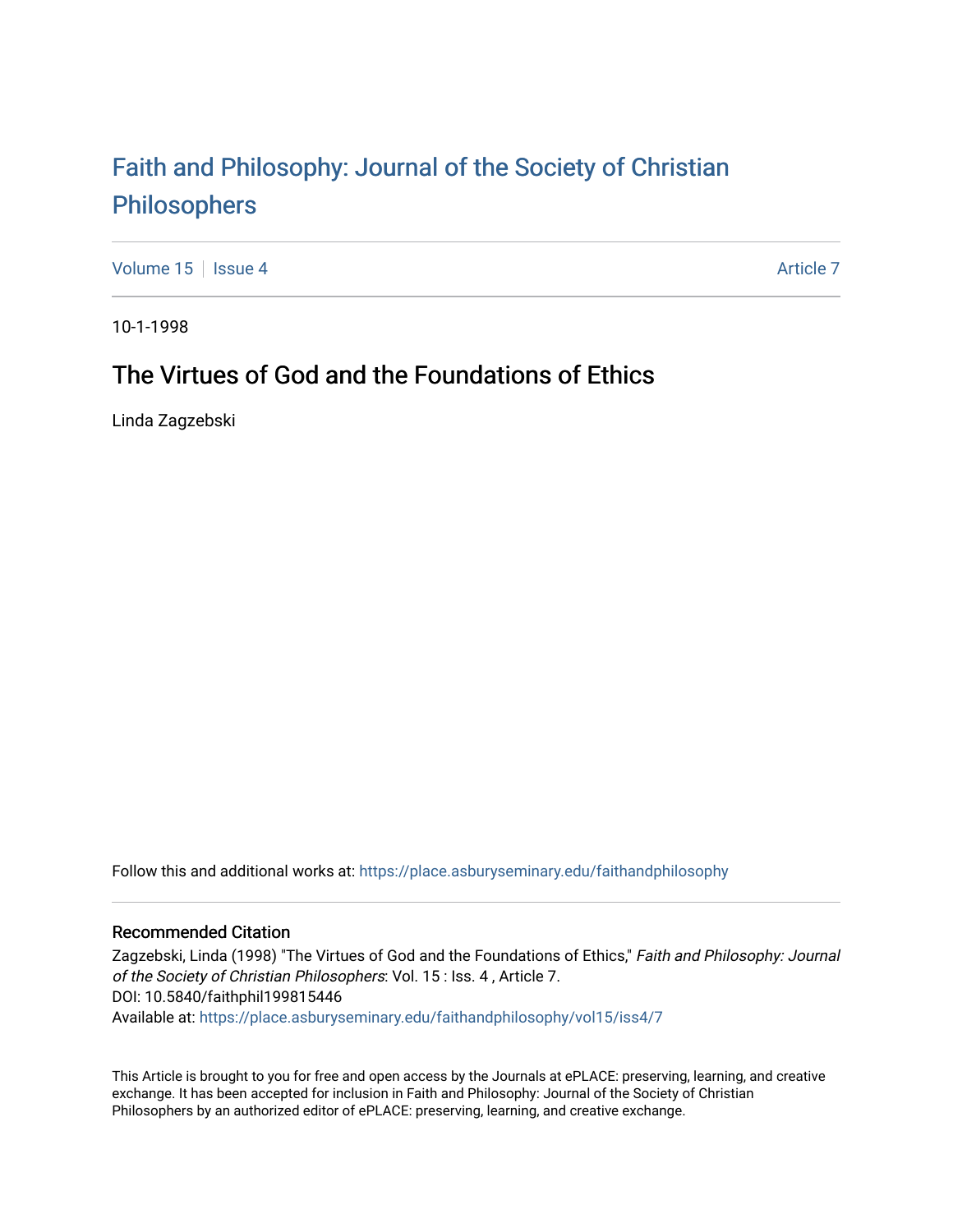# Faith and Philosophy: Journal of the Society of Christian Philosophers

Volume 15 | Issue 4 Article 7

10-1-1998

## The Virtues of God and the Foundations of Ethics

Linda Zagzebski

Follow this and additional works at: https://place.asburyseminary.edu/faithandphilosophy

### Recommended Citation

Zagzebski, Linda (1998) "The Virtues of God and the Foundations of Ethics," *Faith and Philosophy: Journal of the Society of Christian Philosophers*: Vol. 15 : Iss. 4 , Article 7.
DOI: 10.5840/faithphil199815446
Available at: https://place.asburyseminary.edu/faithandphilosophy/vol15/iss4/7

This Article is brought to you for free and open access by the Journals at ePLACE: preserving, learning, and creative exchange. It has been accepted for inclusion in Faith and Philosophy: Journal of the Society of Christian Philosophers by an authorized editor of ePLACE: preserving, learning, and creative exchange.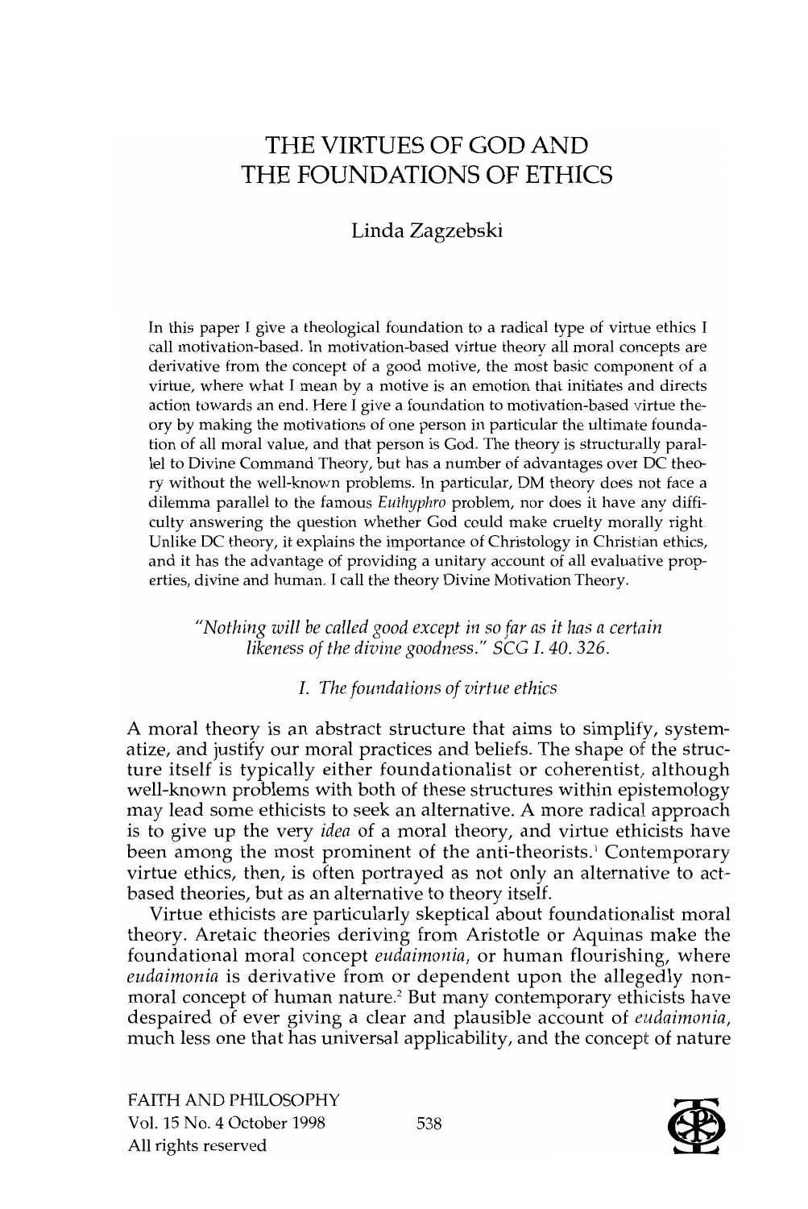# THE VIRTUES OF GOD AND THE FOUNDATIONS OF ETHICS

Linda Zagzebski

In this paper I give a theological foundation to a radical type of virtue ethics I call motivation-based. In motivation-based virtue theory all moral concepts are derivative from the concept of a good motive, the most basic component of a virtue, where what I mean by a motive is an emotion that initiates and directs action towards an end. Here I give a foundation to motivation-based virtue theory by making the motivations of one person in particular the ultimate foundation of all moral value, and that person is God. The theory is structurally parallel to Divine Command Theory, but has a number of advantages over DC theory without the well-known problems. In particular, DM theory does not face a dilemma parallel to the famous *Euthyphro* problem, nor does it have any difficulty answering the question whether God could make cruelty morally right. Unlike DC theory, it explains the importance of Christology in Christian ethics, and it has the advantage of providing a unitary account of all evaluative properties, divine and human. I call the theory Divine Motivation Theory.

*"Nothing will be called good except in so far as it has a certain likeness of the divine goodness." SCG I. 40. 326.*

## *I. The foundations of virtue ethics*

A moral theory is an abstract structure that aims to simplify, systematize, and justify our moral practices and beliefs. The shape of the structure itself is typically either foundationalist or coherentist, although well-known problems with both of these structures within epistemology may lead some ethicists to seek an alternative. A more radical approach is to give up the very *idea* of a moral theory, and virtue ethicists have been among the most prominent of the anti-theorists.[1] Contemporary virtue ethics, then, is often portrayed as not only an alternative to act-based theories, but as an alternative to theory itself.

Virtue ethicists are particularly skeptical about foundationalist moral theory. Aretaic theories deriving from Aristotle or Aquinas make the foundational moral concept *eudaimonia*, or human flourishing, where *eudaimonia* is derivative from or dependent upon the allegedly non-moral concept of human nature.[2] But many contemporary ethicists have despaired of ever giving a clear and plausible account of *eudaimonia*, much less one that has universal applicability, and the concept of nature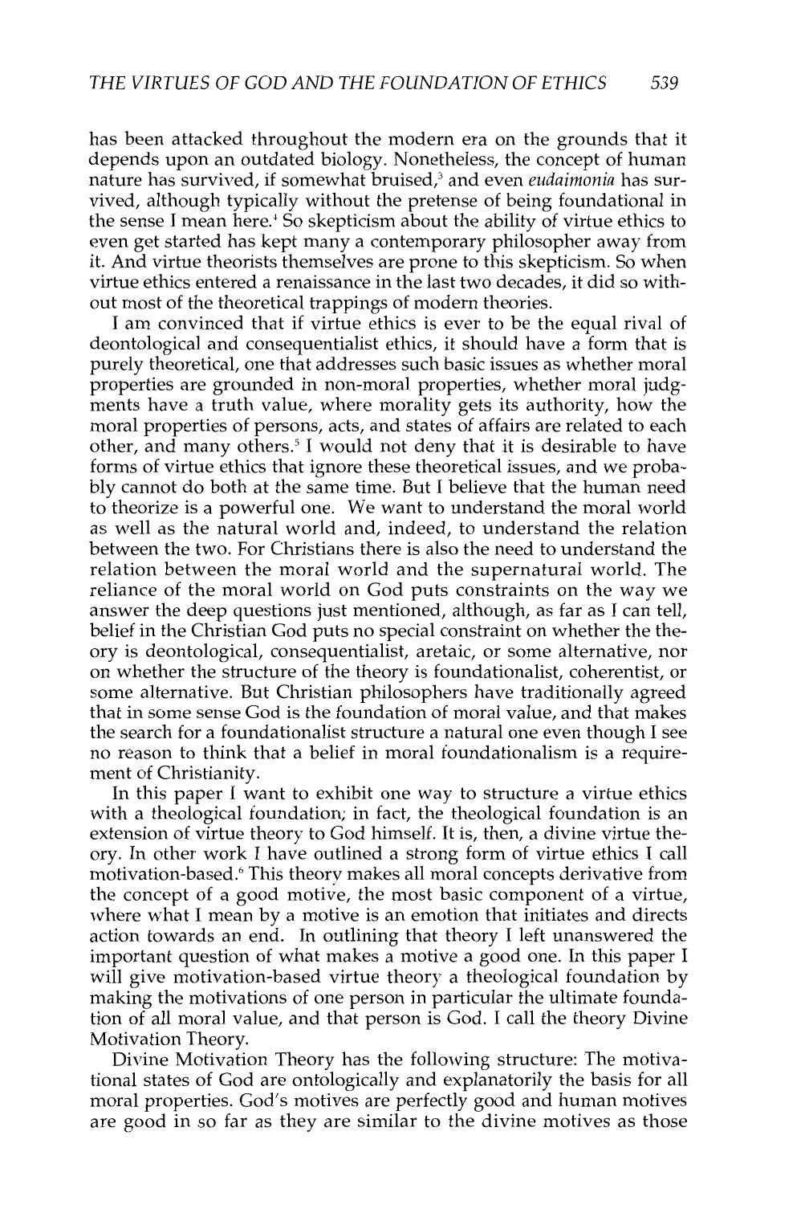has been attacked throughout the modern era on the grounds that it depends upon an outdated biology. Nonetheless, the concept of human nature has survived, if somewhat bruised,[3] and even *eudaimonia* has survived, although typically without the pretense of being foundational in the sense I mean here.[4] So skepticism about the ability of virtue ethics to even get started has kept many a contemporary philosopher away from it. And virtue theorists themselves are prone to this skepticism. So when virtue ethics entered a renaissance in the last two decades, it did so without most of the theoretical trappings of modern theories.

I am convinced that if virtue ethics is ever to be the equal rival of deontological and consequentialist ethics, it should have a form that is purely theoretical, one that addresses such basic issues as whether moral properties are grounded in non-moral properties, whether moral judgments have a truth value, where morality gets its authority, how the moral properties of persons, acts, and states of affairs are related to each other, and many others.[5] I would not deny that it is desirable to have forms of virtue ethics that ignore these theoretical issues, and we probably cannot do both at the same time. But I believe that the human need to theorize is a powerful one. We want to understand the moral world as well as the natural world and, indeed, to understand the relation between the two. For Christians there is also the need to understand the relation between the moral world and the supernatural world. The reliance of the moral world on God puts constraints on the way we answer the deep questions just mentioned, although, as far as I can tell, belief in the Christian God puts no special constraint on whether the theory is deontological, consequentialist, aretaic, or some alternative, nor on whether the structure of the theory is foundationalist, coherentist, or some alternative. But Christian philosophers have traditionally agreed that in some sense God is the foundation of moral value, and that makes the search for a foundationalist structure a natural one even though I see no reason to think that a belief in moral foundationalism is a requirement of Christianity.

In this paper I want to exhibit one way to structure a virtue ethics with a theological foundation; in fact, the theological foundation is an extension of virtue theory to God himself. It is, then, a divine virtue theory. In other work I have outlined a strong form of virtue ethics I call motivation-based.[6] This theory makes all moral concepts derivative from the concept of a good motive, the most basic component of a virtue, where what I mean by a motive is an emotion that initiates and directs action towards an end. In outlining that theory I left unanswered the important question of what makes a motive a good one. In this paper I will give motivation-based virtue theory a theological foundation by making the motivations of one person in particular the ultimate foundation of all moral value, and that person is God. I call the theory Divine Motivation Theory.

Divine Motivation Theory has the following structure: The motivational states of God are ontologically and explanatorily the basis for all moral properties. God's motives are perfectly good and human motives are good in so far as they are similar to the divine motives as those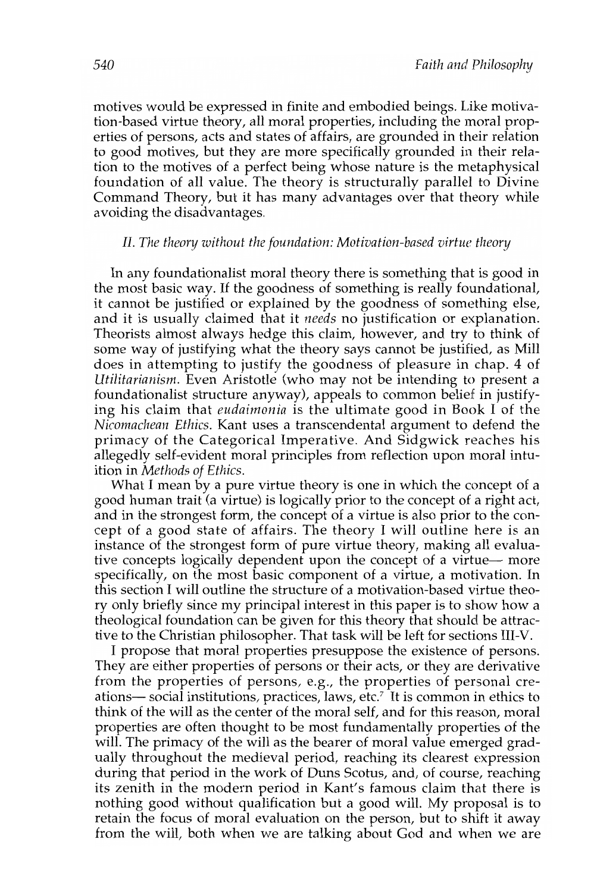motives would be expressed in finite and embodied beings. Like motivation-based virtue theory, all moral properties, including the moral properties of persons, acts and states of affairs, are grounded in their relation to good motives, but they are more specifically grounded in their relation to the motives of a perfect being whose nature is the metaphysical foundation of all value. The theory is structurally parallel to Divine Command Theory, but it has many advantages over that theory while avoiding the disadvantages.

## *II. The theory without the foundation: Motivation-based virtue theory*

In any foundationalist moral theory there is something that is good in the most basic way. If the goodness of something is really foundational, it cannot be justified or explained by the goodness of something else, and it is usually claimed that it *needs* no justification or explanation. Theorists almost always hedge this claim, however, and try to think of some way of justifying what the theory says cannot be justified, as Mill does in attempting to justify the goodness of pleasure in chap. 4 of *Utilitarianism*. Even Aristotle (who may not be intending to present a foundationalist structure anyway), appeals to common belief in justifying his claim that *eudaimonia* is the ultimate good in Book I of the *Nicomachean Ethics*. Kant uses a transcendental argument to defend the primacy of the Categorical Imperative. And Sidgwick reaches his allegedly self-evident moral principles from reflection upon moral intuition in *Methods of Ethics*.

What I mean by a pure virtue theory is one in which the concept of a good human trait (a virtue) is logically prior to the concept of a right act, and in the strongest form, the concept of a virtue is also prior to the concept of a good state of affairs. The theory I will outline here is an instance of the strongest form of pure virtue theory, making all evaluative concepts logically dependent upon the concept of a virtue— more specifically, on the most basic component of a virtue, a motivation. In this section I will outline the structure of a motivation-based virtue theory only briefly since my principal interest in this paper is to show how a theological foundation can be given for this theory that should be attractive to the Christian philosopher. That task will be left for sections III-V.

I propose that moral properties presuppose the existence of persons. They are either properties of persons or their acts, or they are derivative from the properties of persons, e.g., the properties of personal creations— social institutions, practices, laws, etc.[7] It is common in ethics to think of the will as the center of the moral self, and for this reason, moral properties are often thought to be most fundamentally properties of the will. The primacy of the will as the bearer of moral value emerged gradually throughout the medieval period, reaching its clearest expression during that period in the work of Duns Scotus, and, of course, reaching its zenith in the modern period in Kant's famous claim that there is nothing good without qualification but a good will. My proposal is to retain the focus of moral evaluation on the person, but to shift it away from the will, both when we are talking about God and when we are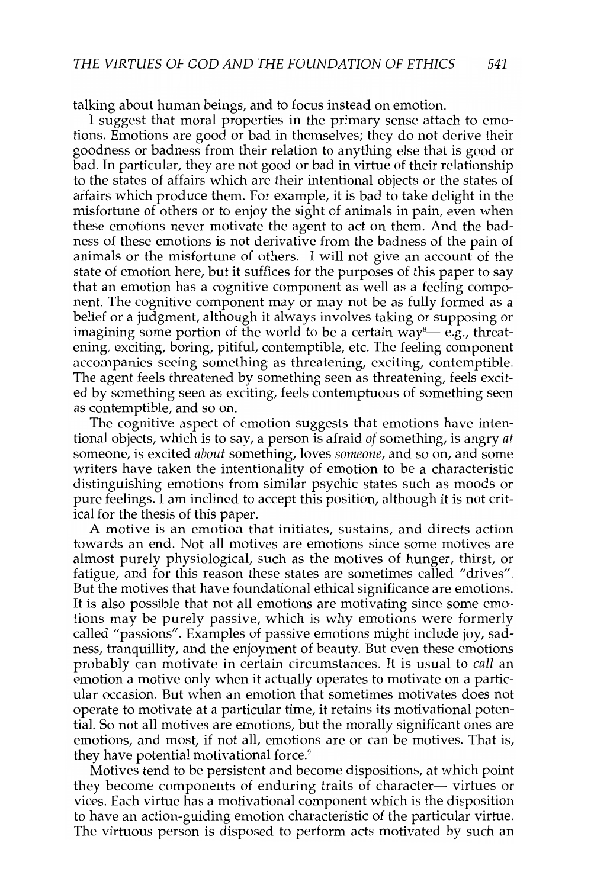talking about human beings, and to focus instead on emotion.

I suggest that moral properties in the primary sense attach to emotions. Emotions are good or bad in themselves; they do not derive their goodness or badness from their relation to anything else that is good or bad. In particular, they are not good or bad in virtue of their relationship to the states of affairs which are their intentional objects or the states of affairs which produce them. For example, it is bad to take delight in the misfortune of others or to enjoy the sight of animals in pain, even when these emotions never motivate the agent to act on them. And the badness of these emotions is not derivative from the badness of the pain of animals or the misfortune of others. I will not give an account of the state of emotion here, but it suffices for the purposes of this paper to say that an emotion has a cognitive component as well as a feeling component. The cognitive component may or may not be as fully formed as a belief or a judgment, although it always involves taking or supposing or imagining some portion of the world to be a certain way[8]— e.g., threatening, exciting, boring, pitiful, contemptible, etc. The feeling component accompanies seeing something as threatening, exciting, contemptible. The agent feels threatened by something seen as threatening, feels excited by something seen as exciting, feels contemptuous of something seen as contemptible, and so on.

The cognitive aspect of emotion suggests that emotions have intentional objects, which is to say, a person is afraid *of* something, is angry *at* someone, is excited *about* something, loves *someone*, and so on, and some writers have taken the intentionality of emotion to be a characteristic distinguishing emotions from similar psychic states such as moods or pure feelings. I am inclined to accept this position, although it is not critical for the thesis of this paper.

A motive is an emotion that initiates, sustains, and directs action towards an end. Not all motives are emotions since some motives are almost purely physiological, such as the motives of hunger, thirst, or fatigue, and for this reason these states are sometimes called "drives". But the motives that have foundational ethical significance are emotions. It is also possible that not all emotions are motivating since some emotions may be purely passive, which is why emotions were formerly called "passions". Examples of passive emotions might include joy, sadness, tranquillity, and the enjoyment of beauty. But even these emotions probably can motivate in certain circumstances. It is usual to *call* an emotion a motive only when it actually operates to motivate on a particular occasion. But when an emotion that sometimes motivates does not operate to motivate at a particular time, it retains its motivational potential. So not all motives are emotions, but the morally significant ones are emotions, and most, if not all, emotions are or can be motives. That is, they have potential motivational force.[9]

Motives tend to be persistent and become dispositions, at which point they become components of enduring traits of character— virtues or vices. Each virtue has a motivational component which is the disposition to have an action-guiding emotion characteristic of the particular virtue. The virtuous person is disposed to perform acts motivated by such an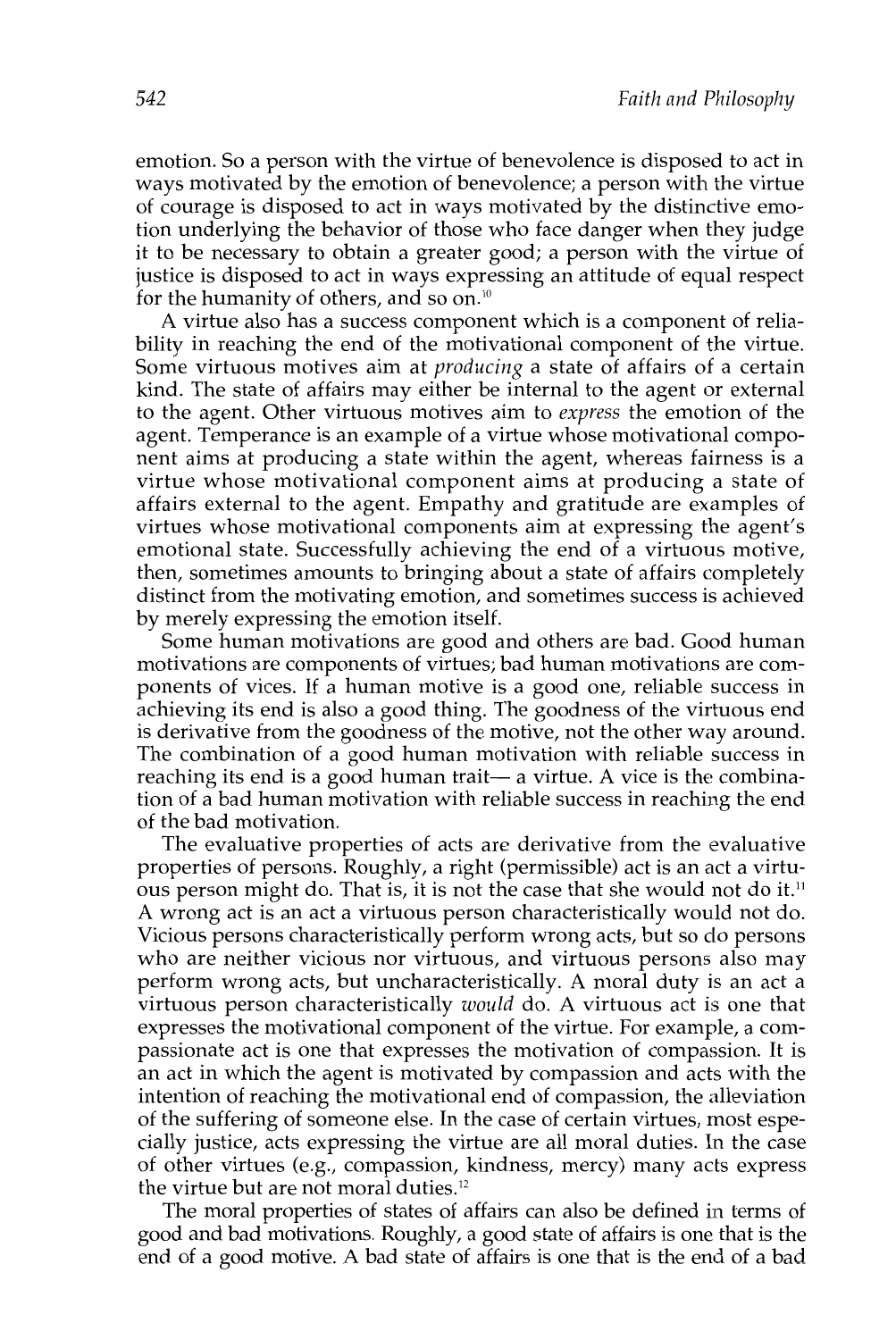emotion. So a person with the virtue of benevolence is disposed to act in ways motivated by the emotion of benevolence; a person with the virtue of courage is disposed to act in ways motivated by the distinctive emotion underlying the behavior of those who face danger when they judge it to be necessary to obtain a greater good; a person with the virtue of justice is disposed to act in ways expressing an attitude of equal respect for the humanity of others, and so on.[10]

A virtue also has a success component which is a component of reliability in reaching the end of the motivational component of the virtue. Some virtuous motives aim at *producing* a state of affairs of a certain kind. The state of affairs may either be internal to the agent or external to the agent. Other virtuous motives aim to *express* the emotion of the agent. Temperance is an example of a virtue whose motivational component aims at producing a state within the agent, whereas fairness is a virtue whose motivational component aims at producing a state of affairs external to the agent. Empathy and gratitude are examples of virtues whose motivational components aim at expressing the agent's emotional state. Successfully achieving the end of a virtuous motive, then, sometimes amounts to bringing about a state of affairs completely distinct from the motivating emotion, and sometimes success is achieved by merely expressing the emotion itself.

Some human motivations are good and others are bad. Good human motivations are components of virtues; bad human motivations are components of vices. If a human motive is a good one, reliable success in achieving its end is also a good thing. The goodness of the virtuous end is derivative from the goodness of the motive, not the other way around. The combination of a good human motivation with reliable success in reaching its end is a good human trait— a virtue. A vice is the combination of a bad human motivation with reliable success in reaching the end of the bad motivation.

The evaluative properties of acts are derivative from the evaluative properties of persons. Roughly, a right (permissible) act is an act a virtuous person might do. That is, it is not the case that she would not do it.[11] A wrong act is an act a virtuous person characteristically would not do. Vicious persons characteristically perform wrong acts, but so do persons who are neither vicious nor virtuous, and virtuous persons also may perform wrong acts, but uncharacteristically. A moral duty is an act a virtuous person characteristically *would* do. A virtuous act is one that expresses the motivational component of the virtue. For example, a compassionate act is one that expresses the motivation of compassion. It is an act in which the agent is motivated by compassion and acts with the intention of reaching the motivational end of compassion, the alleviation of the suffering of someone else. In the case of certain virtues, most especially justice, acts expressing the virtue are all moral duties. In the case of other virtues (e.g., compassion, kindness, mercy) many acts express the virtue but are not moral duties.[12]

The moral properties of states of affairs can also be defined in terms of good and bad motivations. Roughly, a good state of affairs is one that is the end of a good motive. A bad state of affairs is one that is the end of a bad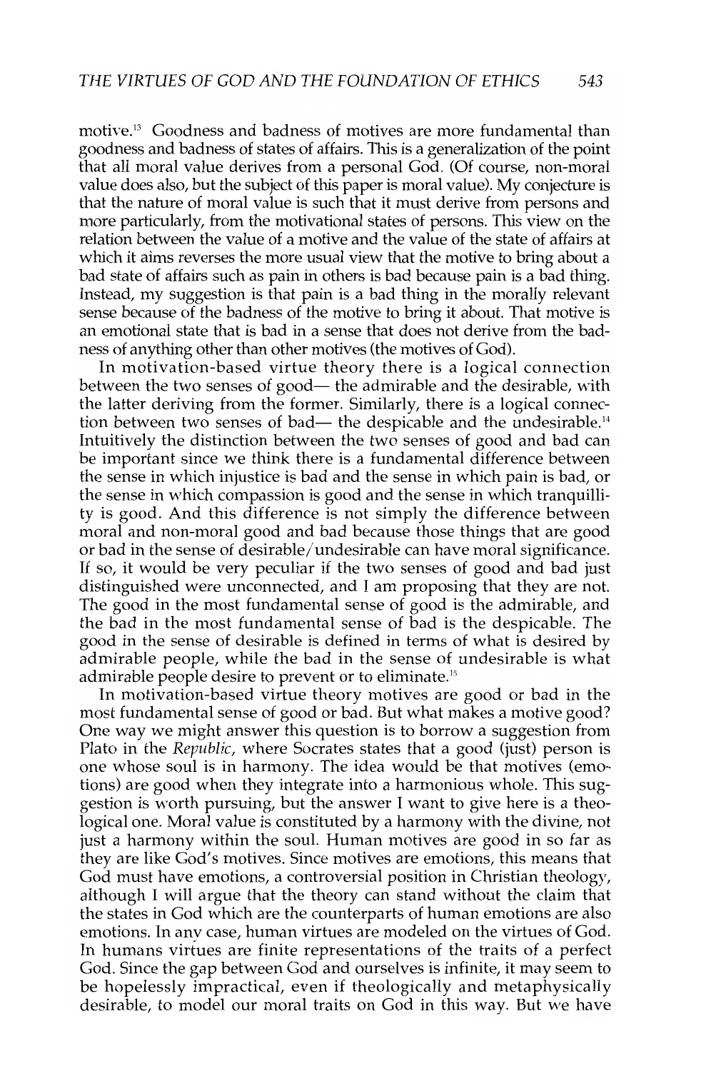motive.[13] Goodness and badness of motives are more fundamental than goodness and badness of states of affairs. This is a generalization of the point that all moral value derives from a personal God. (Of course, non-moral value does also, but the subject of this paper is moral value). My conjecture is that the nature of moral value is such that it must derive from persons and more particularly, from the motivational states of persons. This view on the relation between the value of a motive and the value of the state of affairs at which it aims reverses the more usual view that the motive to bring about a bad state of affairs such as pain in others is bad because pain is a bad thing. Instead, my suggestion is that pain is a bad thing in the morally relevant sense because of the badness of the motive to bring it about. That motive is an emotional state that is bad in a sense that does not derive from the badness of anything other than other motives (the motives of God).

In motivation-based virtue theory there is a logical connection between the two senses of good— the admirable and the desirable, with the latter deriving from the former. Similarly, there is a logical connection between two senses of bad— the despicable and the undesirable.[14] Intuitively the distinction between the two senses of good and bad can be important since we think there is a fundamental difference between the sense in which injustice is bad and the sense in which pain is bad, or the sense in which compassion is good and the sense in which tranquillity is good. And this difference is not simply the difference between moral and non-moral good and bad because those things that are good or bad in the sense of desirable/undesirable can have moral significance. If so, it would be very peculiar if the two senses of good and bad just distinguished were unconnected, and I am proposing that they are not. The good in the most fundamental sense of good is the admirable, and the bad in the most fundamental sense of bad is the despicable. The good in the sense of desirable is defined in terms of what is desired by admirable people, while the bad in the sense of undesirable is what admirable people desire to prevent or to eliminate.[15]

In motivation-based virtue theory motives are good or bad in the most fundamental sense of good or bad. But what makes a motive good? One way we might answer this question is to borrow a suggestion from Plato in the *Republic*, where Socrates states that a good (just) person is one whose soul is in harmony. The idea would be that motives (emotions) are good when they integrate into a harmonious whole. This suggestion is worth pursuing, but the answer I want to give here is a theological one. Moral value is constituted by a harmony with the divine, not just a harmony within the soul. Human motives are good in so far as they are like God's motives. Since motives are emotions, this means that God must have emotions, a controversial position in Christian theology, although I will argue that the theory can stand without the claim that the states in God which are the counterparts of human emotions are also emotions. In any case, human virtues are modeled on the virtues of God. In humans virtues are finite representations of the traits of a perfect God. Since the gap between God and ourselves is infinite, it may seem to be hopelessly impractical, even if theologically and metaphysically desirable, to model our moral traits on God in this way. But we have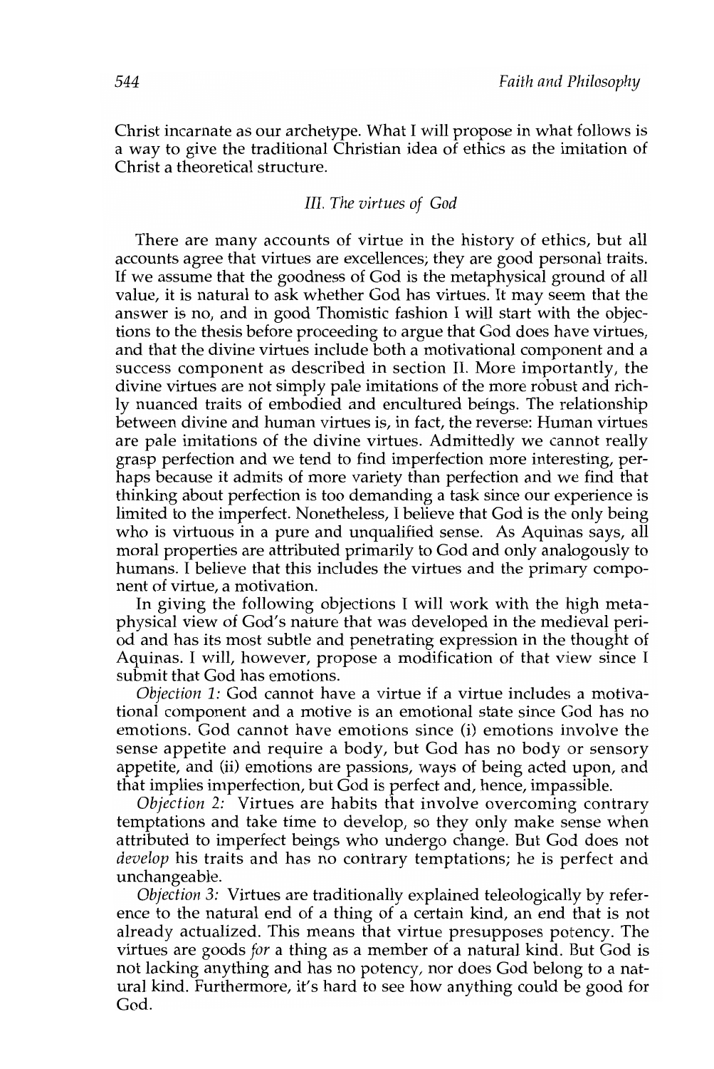Christ incarnate as our archetype. What I will propose in what follows is a way to give the traditional Christian idea of ethics as the imitation of Christ a theoretical structure.

### III. *The virtues of God*

There are many accounts of virtue in the history of ethics, but all accounts agree that virtues are excellences; they are good personal traits. If we assume that the goodness of God is the metaphysical ground of all value, it is natural to ask whether God has virtues. It may seem that the answer is no, and in good Thomistic fashion I will start with the objections to the thesis before proceeding to argue that God does have virtues, and that the divine virtues include both a motivational component and a success component as described in section II. More importantly, the divine virtues are not simply pale imitations of the more robust and richly nuanced traits of embodied and encultured beings. The relationship between divine and human virtues is, in fact, the reverse: Human virtues are pale imitations of the divine virtues. Admittedly we cannot really grasp perfection and we tend to find imperfection more interesting, perhaps because it admits of more variety than perfection and we find that thinking about perfection is too demanding a task since our experience is limited to the imperfect. Nonetheless, I believe that God is the only being who is virtuous in a pure and unqualified sense. As Aquinas says, all moral properties are attributed primarily to God and only analogously to humans. I believe that this includes the virtues and the primary component of virtue, a motivation.

In giving the following objections I will work with the high metaphysical view of God's nature that was developed in the medieval period and has its most subtle and penetrating expression in the thought of Aquinas. I will, however, propose a modification of that view since I submit that God has emotions.

*Objection 1:* God cannot have a virtue if a virtue includes a motivational component and a motive is an emotional state since God has no emotions. God cannot have emotions since (i) emotions involve the sense appetite and require a body, but God has no body or sensory appetite, and (ii) emotions are passions, ways of being acted upon, and that implies imperfection, but God is perfect and, hence, impassible.

*Objection 2:* Virtues are habits that involve overcoming contrary temptations and take time to develop, so they only make sense when attributed to imperfect beings who undergo change. But God does not *develop* his traits and has no contrary temptations; he is perfect and unchangeable.

*Objection 3:* Virtues are traditionally explained teleologically by reference to the natural end of a thing of a certain kind, an end that is not already actualized. This means that virtue presupposes potency. The virtues are goods *for* a thing as a member of a natural kind. But God is not lacking anything and has no potency, nor does God belong to a natural kind. Furthermore, it's hard to see how anything could be good for God.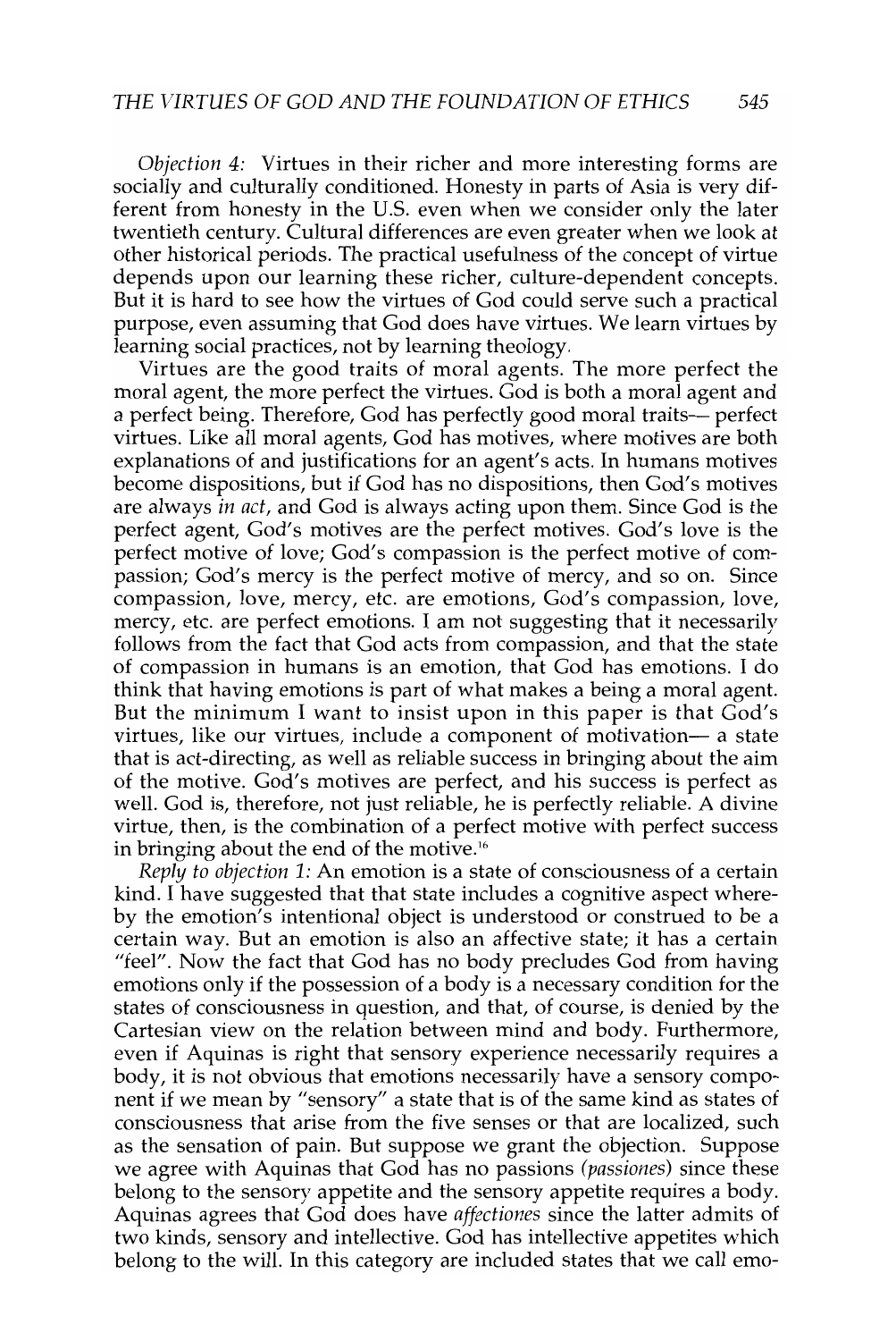*Objection 4:* Virtues in their richer and more interesting forms are socially and culturally conditioned. Honesty in parts of Asia is very different from honesty in the U.S. even when we consider only the later twentieth century. Cultural differences are even greater when we look at other historical periods. The practical usefulness of the concept of virtue depends upon our learning these richer, culture-dependent concepts. But it is hard to see how the virtues of God could serve such a practical purpose, even assuming that God does have virtues. We learn virtues by learning social practices, not by learning theology.

Virtues are the good traits of moral agents. The more perfect the moral agent, the more perfect the virtues. God is both a moral agent and a perfect being. Therefore, God has perfectly good moral traits— perfect virtues. Like all moral agents, God has motives, where motives are both explanations of and justifications for an agent's acts. In humans motives become dispositions, but if God has no dispositions, then God's motives are always *in act*, and God is always acting upon them. Since God is the perfect agent, God's motives are the perfect motives. God's love is the perfect motive of love; God's compassion is the perfect motive of compassion; God's mercy is the perfect motive of mercy, and so on. Since compassion, love, mercy, etc. are emotions, God's compassion, love, mercy, etc. are perfect emotions. I am not suggesting that it necessarily follows from the fact that God acts from compassion, and that the state of compassion in humans is an emotion, that God has emotions. I do think that having emotions is part of what makes a being a moral agent. But the minimum I want to insist upon in this paper is that God's virtues, like our virtues, include a component of motivation— a state that is act-directing, as well as reliable success in bringing about the aim of the motive. God's motives are perfect, and his success is perfect as well. God is, therefore, not just reliable, he is perfectly reliable. A divine virtue, then, is the combination of a perfect motive with perfect success in bringing about the end of the motive.[16]

*Reply to objection 1:* An emotion is a state of consciousness of a certain kind. I have suggested that that state includes a cognitive aspect whereby the emotion's intentional object is understood or construed to be a certain way. But an emotion is also an affective state; it has a certain "feel". Now the fact that God has no body precludes God from having emotions only if the possession of a body is a necessary condition for the states of consciousness in question, and that, of course, is denied by the Cartesian view on the relation between mind and body. Furthermore, even if Aquinas is right that sensory experience necessarily requires a body, it is not obvious that emotions necessarily have a sensory component if we mean by "sensory" a state that is of the same kind as states of consciousness that arise from the five senses or that are localized, such as the sensation of pain. But suppose we grant the objection. Suppose we agree with Aquinas that God has no passions *(passiones)* since these belong to the sensory appetite and the sensory appetite requires a body. Aquinas agrees that God does have *affectiones* since the latter admits of two kinds, sensory and intellective. God has intellective appetites which belong to the will. In this category are included states that we call emo-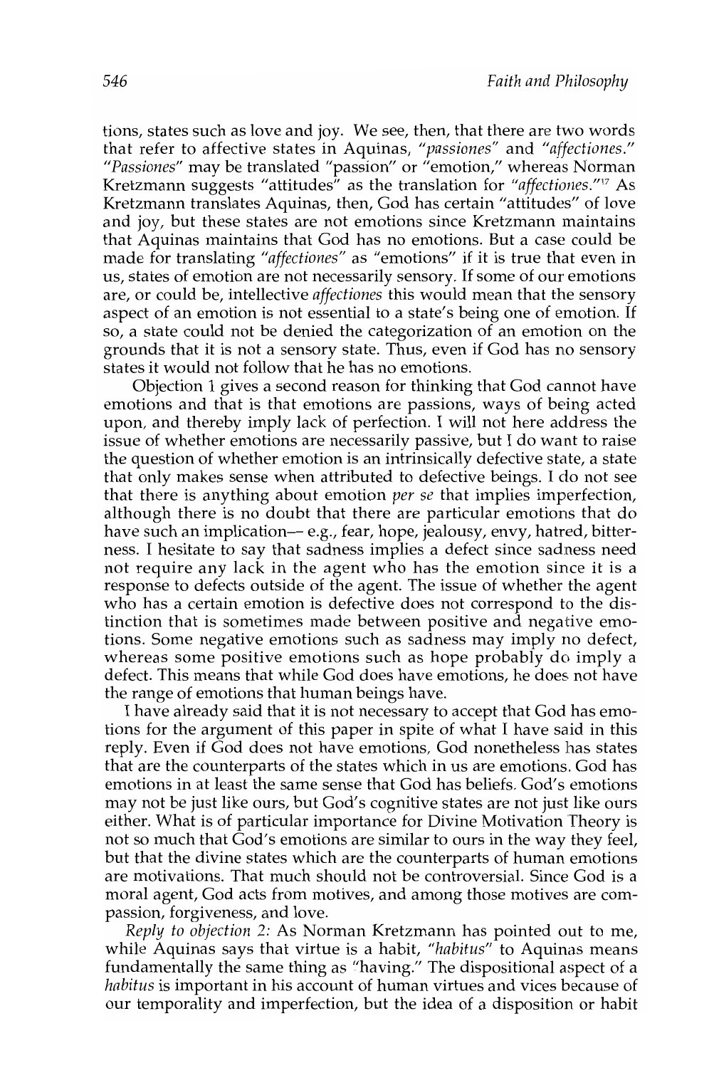tions, states such as love and joy. We see, then, that there are two words that refer to affective states in Aquinas, *"passiones"* and *"affectiones."* *"Passiones"* may be translated "passion" or "emotion," whereas Norman Kretzmann suggests "attitudes" as the translation for *"affectiones."*[17] As Kretzmann translates Aquinas, then, God has certain "attitudes" of love and joy, but these states are not emotions since Kretzmann maintains that Aquinas maintains that God has no emotions. But a case could be made for translating *"affectiones"* as "emotions" if it is true that even in us, states of emotion are not necessarily sensory. If some of our emotions are, or could be, intellective *affectiones* this would mean that the sensory aspect of an emotion is not essential to a state's being one of emotion. If so, a state could not be denied the categorization of an emotion on the grounds that it is not a sensory state. Thus, even if God has no sensory states it would not follow that he has no emotions.

Objection 1 gives a second reason for thinking that God cannot have emotions and that is that emotions are passions, ways of being acted upon, and thereby imply lack of perfection. I will not here address the issue of whether emotions are necessarily passive, but I do want to raise the question of whether emotion is an intrinsically defective state, a state that only makes sense when attributed to defective beings. I do not see that there is anything about emotion *per se* that implies imperfection, although there is no doubt that there are particular emotions that do have such an implication— e.g., fear, hope, jealousy, envy, hatred, bitterness. I hesitate to say that sadness implies a defect since sadness need not require any lack in the agent who has the emotion since it is a response to defects outside of the agent. The issue of whether the agent who has a certain emotion is defective does not correspond to the distinction that is sometimes made between positive and negative emotions. Some negative emotions such as sadness may imply no defect, whereas some positive emotions such as hope probably do imply a defect. This means that while God does have emotions, he does not have the range of emotions that human beings have.

I have already said that it is not necessary to accept that God has emotions for the argument of this paper in spite of what I have said in this reply. Even if God does not have emotions, God nonetheless has states that are the counterparts of the states which in us are emotions. God has emotions in at least the same sense that God has beliefs. God's emotions may not be just like ours, but God's cognitive states are not just like ours either. What is of particular importance for Divine Motivation Theory is not so much that God's emotions are similar to ours in the way they feel, but that the divine states which are the counterparts of human emotions are motivations. That much should not be controversial. Since God is a moral agent, God acts from motives, and among those motives are compassion, forgiveness, and love.

*Reply to objection 2:* As Norman Kretzmann has pointed out to me, while Aquinas says that virtue is a habit, *"habitus"* to Aquinas means fundamentally the same thing as "having." The dispositional aspect of a *habitus* is important in his account of human virtues and vices because of our temporality and imperfection, but the idea of a disposition or habit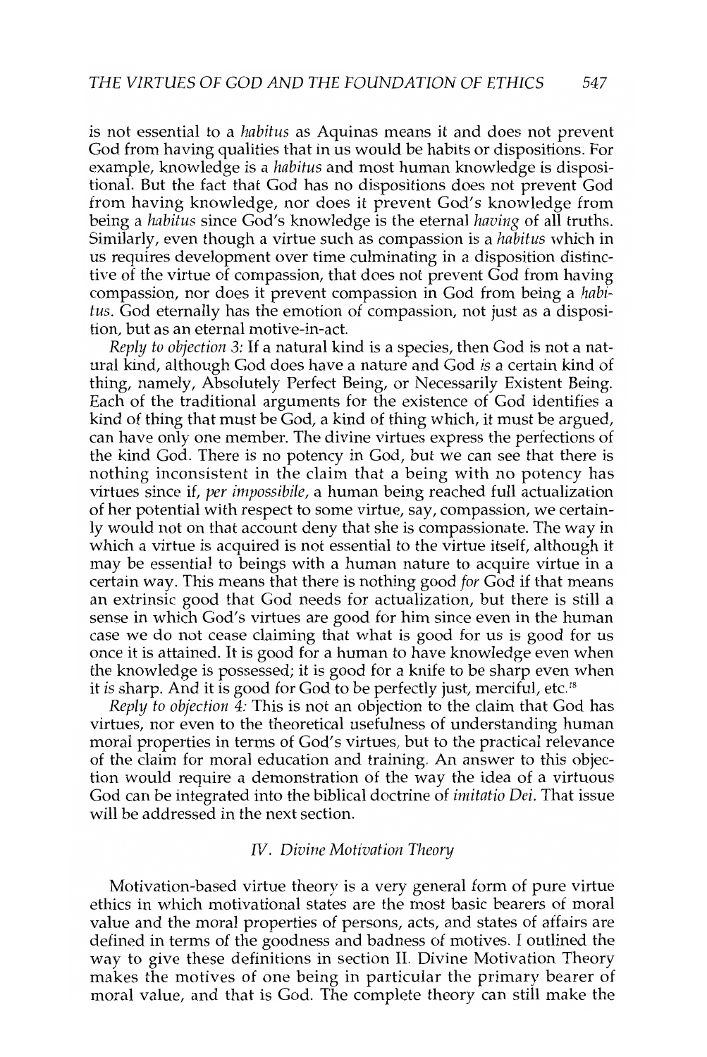is not essential to a *habitus* as Aquinas means it and does not prevent God from having qualities that in us would be habits or dispositions. For example, knowledge is a *habitus* and most human knowledge is dispositional. But the fact that God has no dispositions does not prevent God from having knowledge, nor does it prevent God's knowledge from being a *habitus* since God's knowledge is the eternal *having* of all truths. Similarly, even though a virtue such as compassion is a *habitus* which in us requires development over time culminating in a disposition distinctive of the virtue of compassion, that does not prevent God from having compassion, nor does it prevent compassion in God from being a *habitus*. God eternally has the emotion of compassion, not just as a disposition, but as an eternal motive-in-act.

*Reply to objection 3:* If a natural kind is a species, then God is not a natural kind, although God does have a nature and God *is* a certain kind of thing, namely, Absolutely Perfect Being, or Necessarily Existent Being. Each of the traditional arguments for the existence of God identifies a kind of thing that must be God, a kind of thing which, it must be argued, can have only one member. The divine virtues express the perfections of the kind God. There is no potency in God, but we can see that there is nothing inconsistent in the claim that a being with no potency has virtues since if, *per impossibile*, a human being reached full actualization of her potential with respect to some virtue, say, compassion, we certainly would not on that account deny that she is compassionate. The way in which a virtue is acquired is not essential to the virtue itself, although it may be essential to beings with a human nature to acquire virtue in a certain way. This means that there is nothing good *for* God if that means an extrinsic good that God needs for actualization, but there is still a sense in which God's virtues are good for him since even in the human case we do not cease claiming that what is good for us is good for us once it is attained. It is good for a human to have knowledge even when the knowledge is possessed; it is good for a knife to be sharp even when it *is* sharp. And it is good for God to be perfectly just, merciful, etc.[18]

*Reply to objection 4:* This is not an objection to the claim that God has virtues, nor even to the theoretical usefulness of understanding human moral properties in terms of God's virtues, but to the practical relevance of the claim for moral education and training. An answer to this objection would require a demonstration of the way the idea of a virtuous God can be integrated into the biblical doctrine of *imitatio Dei*. That issue will be addressed in the next section.

## *IV. Divine Motivation Theory*

Motivation-based virtue theory is a very general form of pure virtue ethics in which motivational states are the most basic bearers of moral value and the moral properties of persons, acts, and states of affairs are defined in terms of the goodness and badness of motives. I outlined the way to give these definitions in section II. Divine Motivation Theory makes the motives of one being in particular the primary bearer of moral value, and that is God. The complete theory can still make the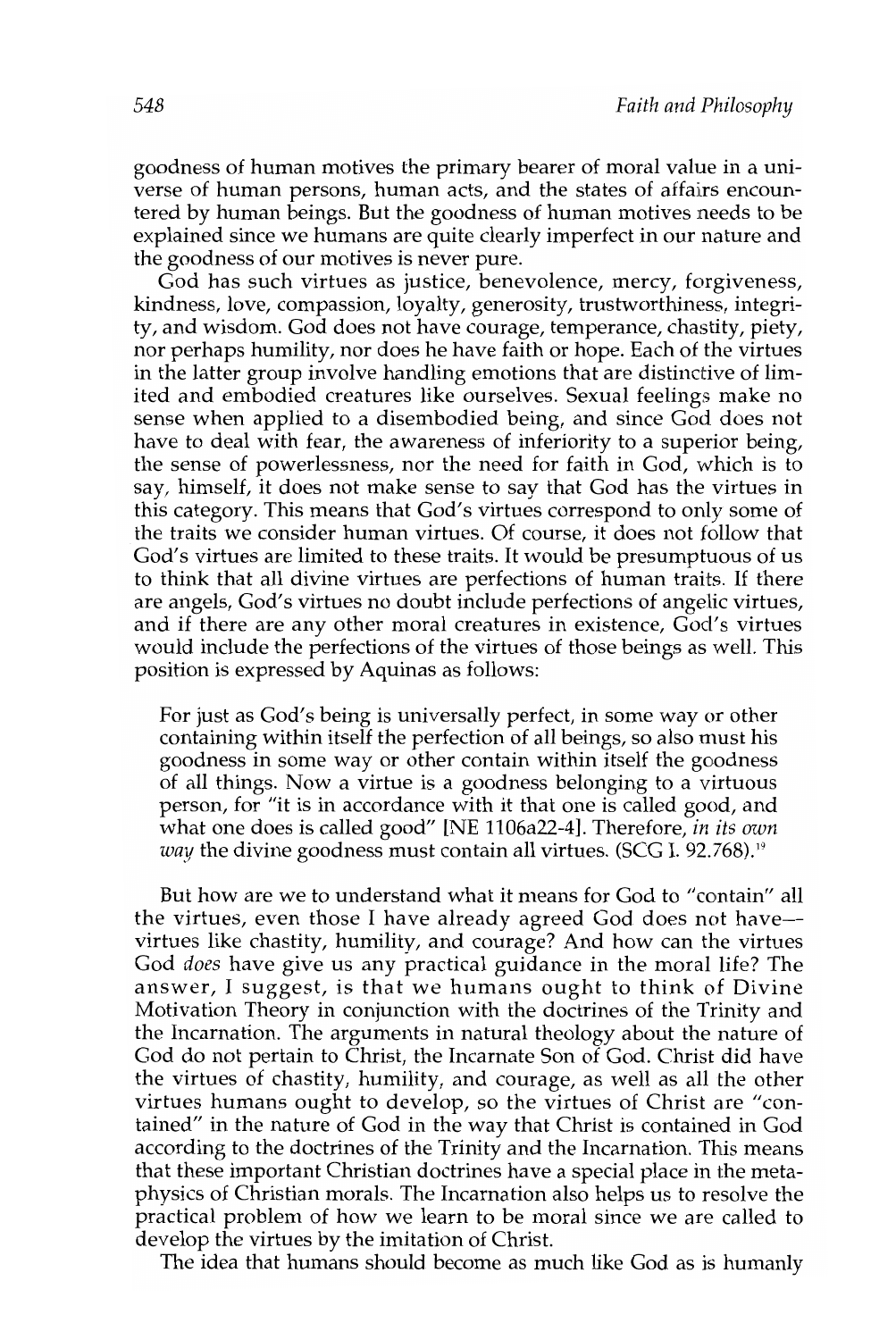goodness of human motives the primary bearer of moral value in a universe of human persons, human acts, and the states of affairs encountered by human beings. But the goodness of human motives needs to be explained since we humans are quite clearly imperfect in our nature and the goodness of our motives is never pure.

God has such virtues as justice, benevolence, mercy, forgiveness, kindness, love, compassion, loyalty, generosity, trustworthiness, integrity, and wisdom. God does not have courage, temperance, chastity, piety, nor perhaps humility, nor does he have faith or hope. Each of the virtues in the latter group involve handling emotions that are distinctive of limited and embodied creatures like ourselves. Sexual feelings make no sense when applied to a disembodied being, and since God does not have to deal with fear, the awareness of inferiority to a superior being, the sense of powerlessness, nor the need for faith in God, which is to say, himself, it does not make sense to say that God has the virtues in this category. This means that God's virtues correspond to only some of the traits we consider human virtues. Of course, it does not follow that God's virtues are limited to these traits. It would be presumptuous of us to think that all divine virtues are perfections of human traits. If there are angels, God's virtues no doubt include perfections of angelic virtues, and if there are any other moral creatures in existence, God's virtues would include the perfections of the virtues of those beings as well. This position is expressed by Aquinas as follows:

> For just as God's being is universally perfect, in some way or other containing within itself the perfection of all beings, so also must his goodness in some way or other contain within itself the goodness of all things. Now a virtue is a goodness belonging to a virtuous person, for "it is in accordance with it that one is called good, and what one does is called good" [NE 1106a22-4]. Therefore, *in its own way* the divine goodness must contain all virtues. (SCG I. 92.768).[19]

But how are we to understand what it means for God to "contain" all the virtues, even those I have already agreed God does not have—virtues like chastity, humility, and courage? And how can the virtues God *does* have give us any practical guidance in the moral life? The answer, I suggest, is that we humans ought to think of Divine Motivation Theory in conjunction with the doctrines of the Trinity and the Incarnation. The arguments in natural theology about the nature of God do not pertain to Christ, the Incarnate Son of God. Christ did have the virtues of chastity, humility, and courage, as well as all the other virtues humans ought to develop, so the virtues of Christ are "contained" in the nature of God in the way that Christ is contained in God according to the doctrines of the Trinity and the Incarnation. This means that these important Christian doctrines have a special place in the metaphysics of Christian morals. The Incarnation also helps us to resolve the practical problem of how we learn to be moral since we are called to develop the virtues by the imitation of Christ.

The idea that humans should become as much like God as is humanly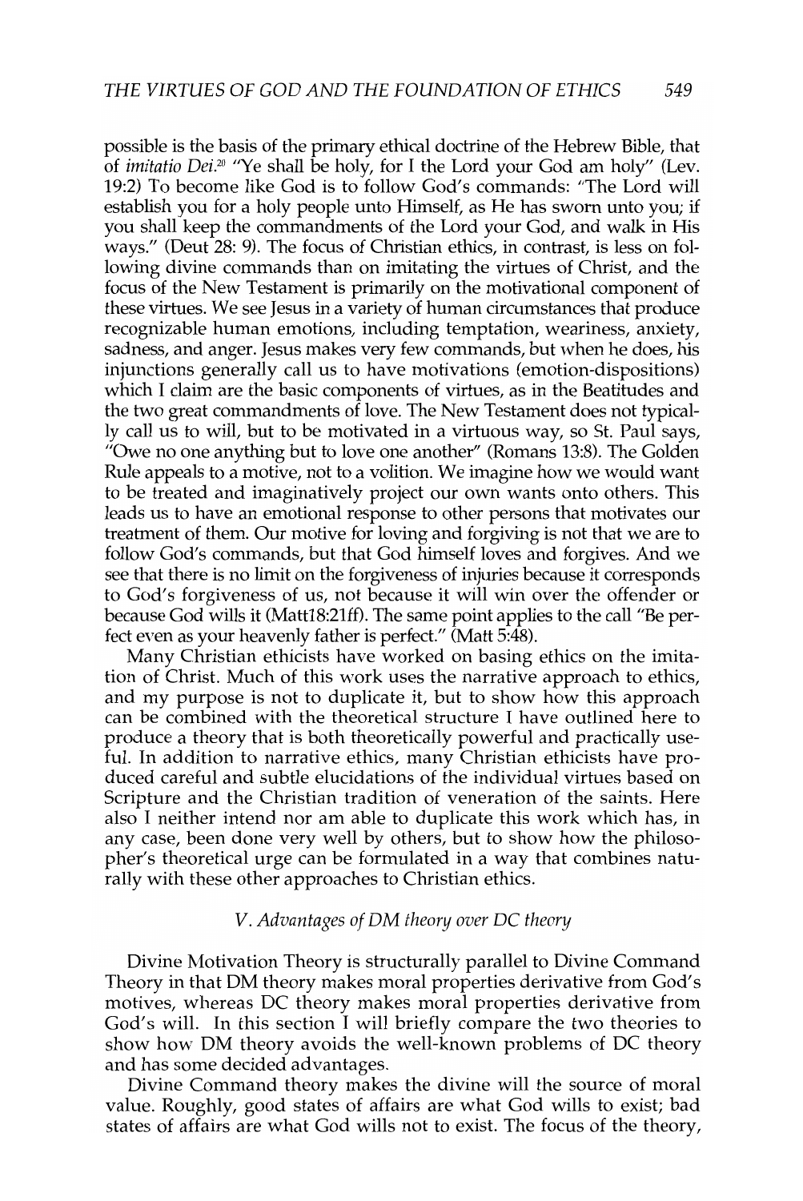possible is the basis of the primary ethical doctrine of the Hebrew Bible, that of *imitatio Dei*.[20] "Ye shall be holy, for I the Lord your God am holy" (Lev. 19:2) To become like God is to follow God's commands: "The Lord will establish you for a holy people unto Himself, as He has sworn unto you; if you shall keep the commandments of the Lord your God, and walk in His ways." (Deut 28: 9). The focus of Christian ethics, in contrast, is less on following divine commands than on imitating the virtues of Christ, and the focus of the New Testament is primarily on the motivational component of these virtues. We see Jesus in a variety of human circumstances that produce recognizable human emotions, including temptation, weariness, anxiety, sadness, and anger. Jesus makes very few commands, but when he does, his injunctions generally call us to have motivations (emotion-dispositions) which I claim are the basic components of virtues, as in the Beatitudes and the two great commandments of love. The New Testament does not typically call us to will, but to be motivated in a virtuous way, so St. Paul says, "Owe no one anything but to love one another" (Romans 13:8). The Golden Rule appeals to a motive, not to a volition. We imagine how we would want to be treated and imaginatively project our own wants onto others. This leads us to have an emotional response to other persons that motivates our treatment of them. Our motive for loving and forgiving is not that we are to follow God's commands, but that God himself loves and forgives. And we see that there is no limit on the forgiveness of injuries because it corresponds to God's forgiveness of us, not because it will win over the offender or because God wills it (Matt18:21ff). The same point applies to the call "Be perfect even as your heavenly father is perfect." (Matt 5:48).

Many Christian ethicists have worked on basing ethics on the imitation of Christ. Much of this work uses the narrative approach to ethics, and my purpose is not to duplicate it, but to show how this approach can be combined with the theoretical structure I have outlined here to produce a theory that is both theoretically powerful and practically useful. In addition to narrative ethics, many Christian ethicists have produced careful and subtle elucidations of the individual virtues based on Scripture and the Christian tradition of veneration of the saints. Here also I neither intend nor am able to duplicate this work which has, in any case, been done very well by others, but to show how the philosopher's theoretical urge can be formulated in a way that combines naturally with these other approaches to Christian ethics.

### *V. Advantages of DM theory over DC theory*

Divine Motivation Theory is structurally parallel to Divine Command Theory in that DM theory makes moral properties derivative from God's motives, whereas DC theory makes moral properties derivative from God's will. In this section I will briefly compare the two theories to show how DM theory avoids the well-known problems of DC theory and has some decided advantages.

Divine Command theory makes the divine will the source of moral value. Roughly, good states of affairs are what God wills to exist; bad states of affairs are what God wills not to exist. The focus of the theory,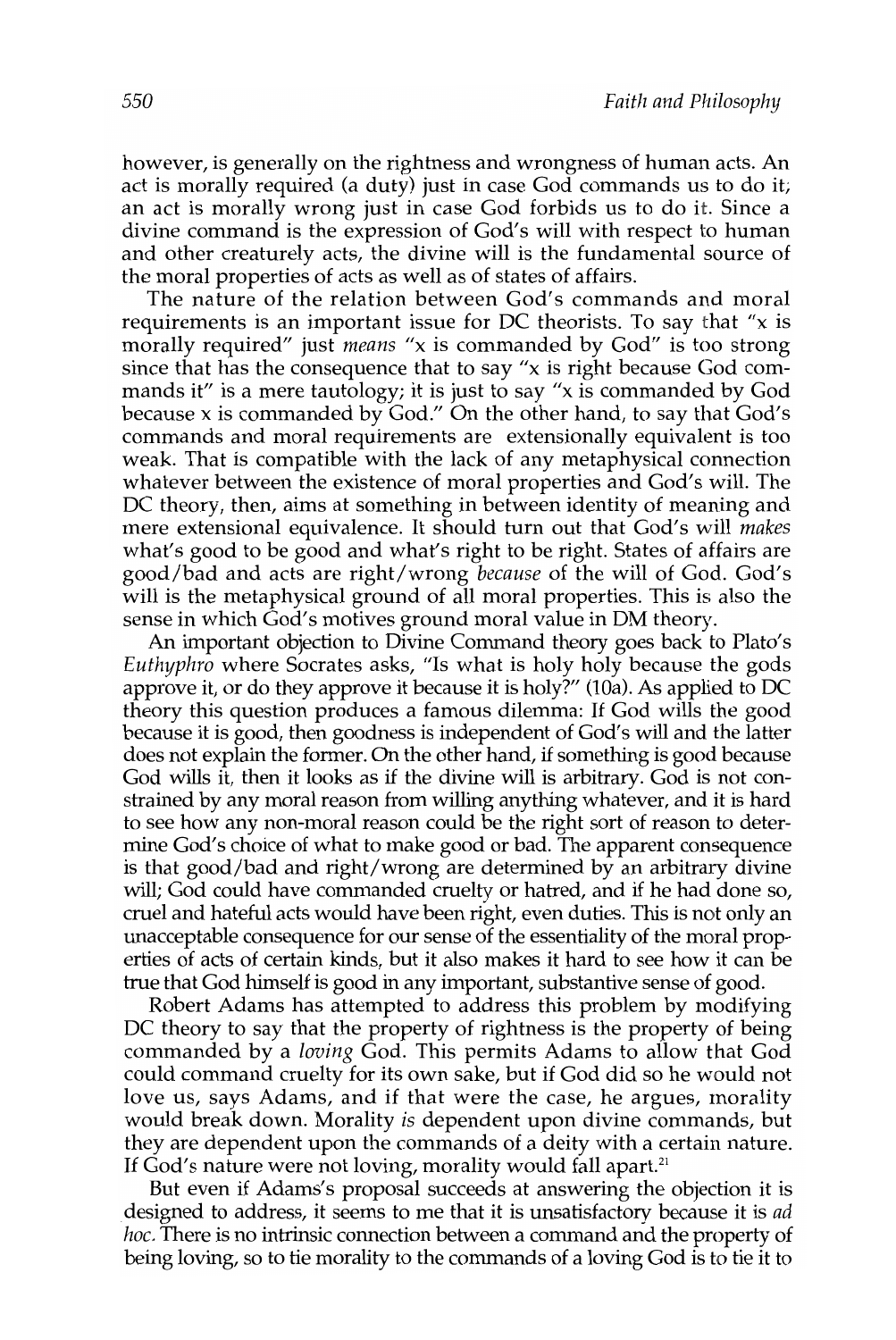however, is generally on the rightness and wrongness of human acts. An act is morally required (a duty) just in case God commands us to do it; an act is morally wrong just in case God forbids us to do it. Since a divine command is the expression of God's will with respect to human and other creaturely acts, the divine will is the fundamental source of the moral properties of acts as well as of states of affairs.

The nature of the relation between God's commands and moral requirements is an important issue for DC theorists. To say that "x is morally required" just *means* "x is commanded by God" is too strong since that has the consequence that to say "x is right because God commands it" is a mere tautology; it is just to say "x is commanded by God because x is commanded by God." On the other hand, to say that God's commands and moral requirements are extensionally equivalent is too weak. That is compatible with the lack of any metaphysical connection whatever between the existence of moral properties and God's will. The DC theory, then, aims at something in between identity of meaning and mere extensional equivalence. It should turn out that God's will *makes* what's good to be good and what's right to be right. States of affairs are good/bad and acts are right/wrong *because* of the will of God. God's will is the metaphysical ground of all moral properties. This is also the sense in which God's motives ground moral value in DM theory.

An important objection to Divine Command theory goes back to Plato's *Euthyphro* where Socrates asks, "Is what is holy holy because the gods approve it, or do they approve it because it is holy?" (10a). As applied to DC theory this question produces a famous dilemma: If God wills the good because it is good, then goodness is independent of God's will and the latter does not explain the former. On the other hand, if something is good because God wills it, then it looks as if the divine will is arbitrary. God is not constrained by any moral reason from willing anything whatever, and it is hard to see how any non-moral reason could be the right sort of reason to determine God's choice of what to make good or bad. The apparent consequence is that good/bad and right/wrong are determined by an arbitrary divine will; God could have commanded cruelty or hatred, and if he had done so, cruel and hateful acts would have been right, even duties. This is not only an unacceptable consequence for our sense of the essentiality of the moral properties of acts of certain kinds, but it also makes it hard to see how it can be true that God himself is good in any important, substantive sense of good.

Robert Adams has attempted to address this problem by modifying DC theory to say that the property of rightness is the property of being commanded by a *loving* God. This permits Adams to allow that God could command cruelty for its own sake, but if God did so he would not love us, says Adams, and if that were the case, he argues, morality would break down. Morality *is* dependent upon divine commands, but they are dependent upon the commands of a deity with a certain nature. If God's nature were not loving, morality would fall apart.[21]

But even if Adams's proposal succeeds at answering the objection it is designed to address, it seems to me that it is unsatisfactory because it is *ad hoc*. There is no intrinsic connection between a command and the property of being loving, so to tie morality to the commands of a loving God is to tie it to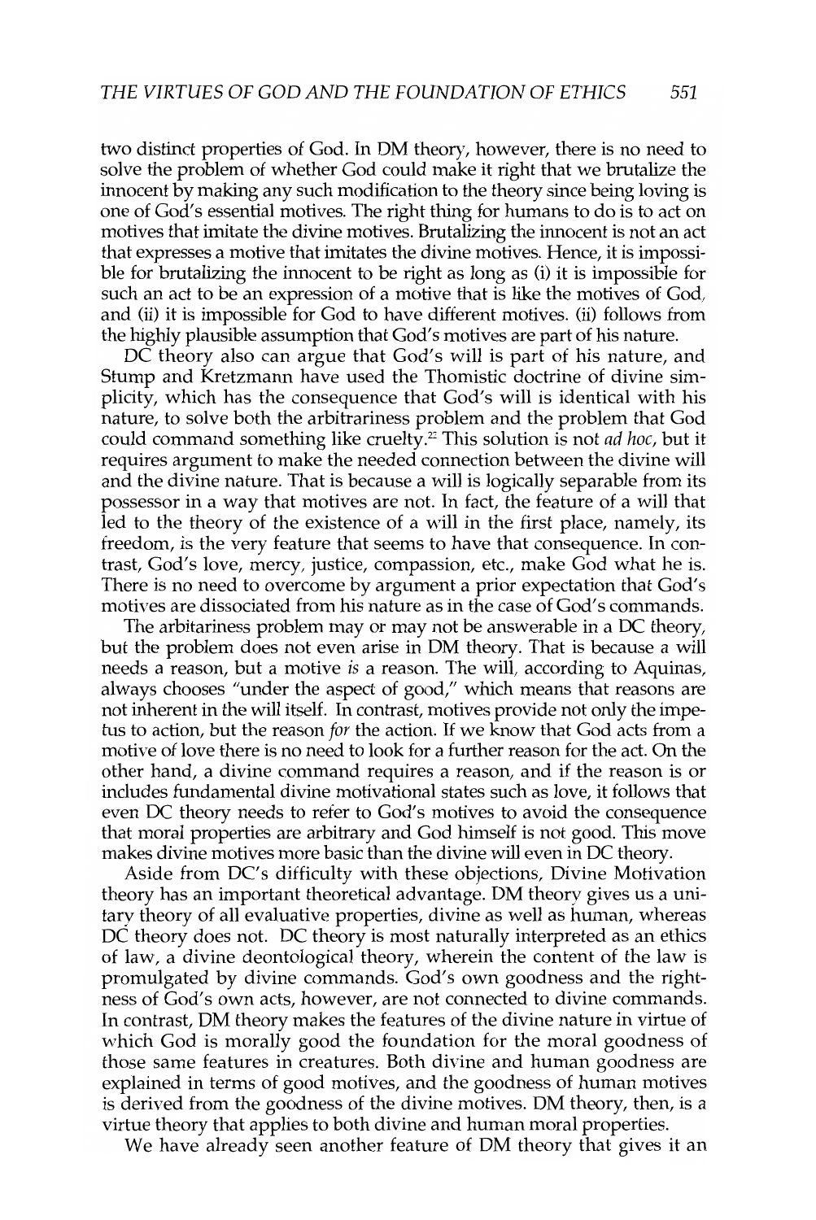two distinct properties of God. In DM theory, however, there is no need to solve the problem of whether God could make it right that we brutalize the innocent by making any such modification to the theory since being loving is one of God's essential motives. The right thing for humans to do is to act on motives that imitate the divine motives. Brutalizing the innocent is not an act that expresses a motive that imitates the divine motives. Hence, it is impossible for brutalizing the innocent to be right as long as (i) it is impossible for such an act to be an expression of a motive that is like the motives of God, and (ii) it is impossible for God to have different motives. (ii) follows from the highly plausible assumption that God's motives are part of his nature.

DC theory also can argue that God's will is part of his nature, and Stump and Kretzmann have used the Thomistic doctrine of divine simplicity, which has the consequence that God's will is identical with his nature, to solve both the arbitrariness problem and the problem that God could command something like cruelty.[22] This solution is not *ad hoc*, but it requires argument to make the needed connection between the divine will and the divine nature. That is because a will is logically separable from its possessor in a way that motives are not. In fact, the feature of a will that led to the theory of the existence of a will in the first place, namely, its freedom, is the very feature that seems to have that consequence. In contrast, God's love, mercy, justice, compassion, etc., make God what he is. There is no need to overcome by argument a prior expectation that God's motives are dissociated from his nature as in the case of God's commands.

The arbitrariness problem may or may not be answerable in a DC theory, but the problem does not even arise in DM theory. That is because a will needs a reason, but a motive *is* a reason. The will, according to Aquinas, always chooses "under the aspect of good," which means that reasons are not inherent in the will itself. In contrast, motives provide not only the impetus to action, but the reason *for* the action. If we know that God acts from a motive of love there is no need to look for a further reason for the act. On the other hand, a divine command requires a reason, and if the reason is or includes fundamental divine motivational states such as love, it follows that even DC theory needs to refer to God's motives to avoid the consequence that moral properties are arbitrary and God himself is not good. This move makes divine motives more basic than the divine will even in DC theory.

Aside from DC's difficulty with these objections, Divine Motivation theory has an important theoretical advantage. DM theory gives us a unitary theory of all evaluative properties, divine as well as human, whereas DC theory does not. DC theory is most naturally interpreted as an ethics of law, a divine deontological theory, wherein the content of the law is promulgated by divine commands. God's own goodness and the rightness of God's own acts, however, are not connected to divine commands. In contrast, DM theory makes the features of the divine nature in virtue of which God is morally good the foundation for the moral goodness of those same features in creatures. Both divine and human goodness are explained in terms of good motives, and the goodness of human motives is derived from the goodness of the divine motives. DM theory, then, is a virtue theory that applies to both divine and human moral properties.

We have already seen another feature of DM theory that gives it an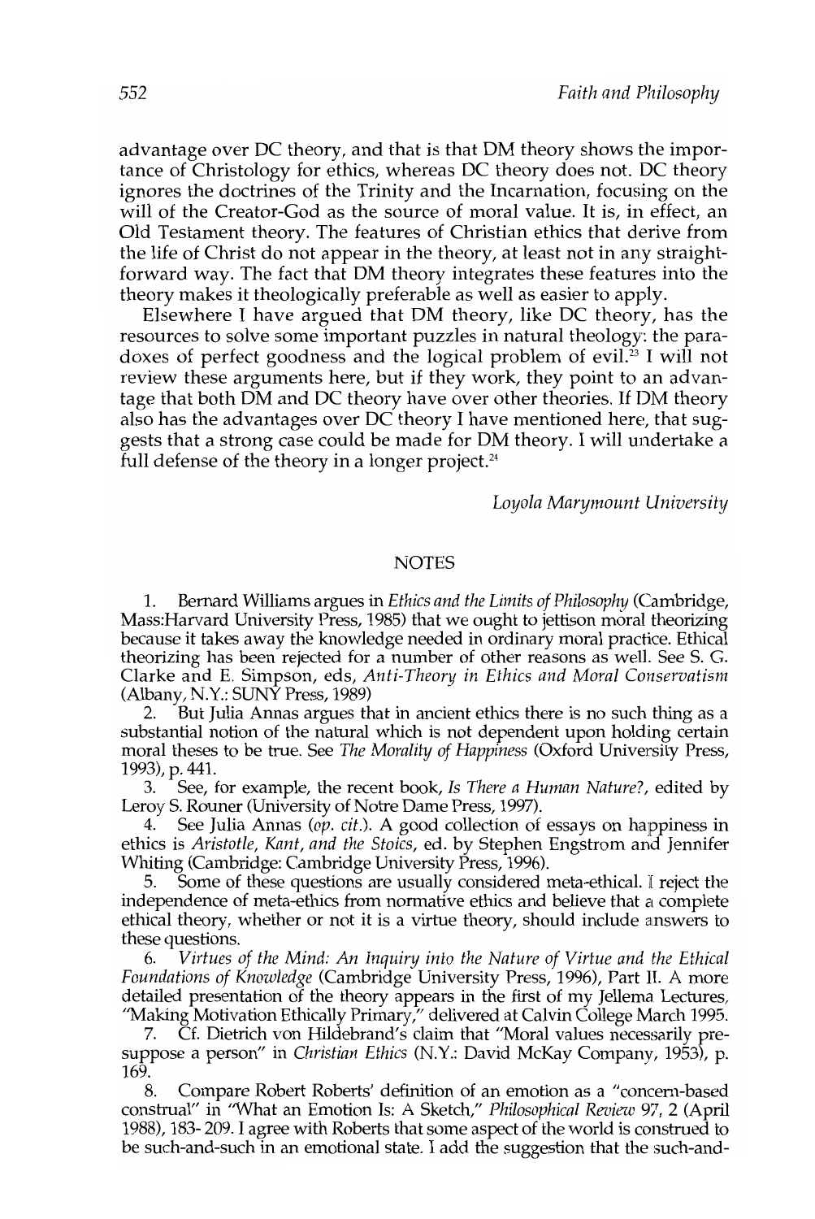advantage over DC theory, and that is that DM theory shows the importance of Christology for ethics, whereas DC theory does not. DC theory ignores the doctrines of the Trinity and the Incarnation, focusing on the will of the Creator-God as the source of moral value. It is, in effect, an Old Testament theory. The features of Christian ethics that derive from the life of Christ do not appear in the theory, at least not in any straightforward way. The fact that DM theory integrates these features into the theory makes it theologically preferable as well as easier to apply.

Elsewhere I have argued that DM theory, like DC theory, has the resources to solve some important puzzles in natural theology: the paradoxes of perfect goodness and the logical problem of evil.[23] I will not review these arguments here, but if they work, they point to an advantage that both DM and DC theory have over other theories. If DM theory also has the advantages over DC theory I have mentioned here, that suggests that a strong case could be made for DM theory. I will undertake a full defense of the theory in a longer project.[24]

*Loyola Marymount University*

## NOTES

1. Bernard Williams argues in *Ethics and the Limits of Philosophy* (Cambridge, Mass:Harvard University Press, 1985) that we ought to jettison moral theorizing because it takes away the knowledge needed in ordinary moral practice. Ethical theorizing has been rejected for a number of other reasons as well. See S. G. Clarke and E. Simpson, eds, *Anti-Theory in Ethics and Moral Conservatism* (Albany, N.Y.: SUNY Press, 1989)

2. But Julia Annas argues that in ancient ethics there is no such thing as a substantial notion of the natural which is not dependent upon holding certain moral theses to be true. See *The Morality of Happiness* (Oxford University Press, 1993), p. 441.

3. See, for example, the recent book, *Is There a Human Nature?*, edited by Leroy S. Rouner (University of Notre Dame Press, 1997).

4. See Julia Annas (*op. cit.*). A good collection of essays on happiness in ethics is *Aristotle, Kant, and the Stoics*, ed. by Stephen Engstrom and Jennifer Whiting (Cambridge: Cambridge University Press, 1996).

5. Some of these questions are usually considered meta-ethical. I reject the independence of meta-ethics from normative ethics and believe that a complete ethical theory, whether or not it is a virtue theory, should include answers to these questions.

6. *Virtues of the Mind: An Inquiry into the Nature of Virtue and the Ethical Foundations of Knowledge* (Cambridge University Press, 1996), Part II. A more detailed presentation of the theory appears in the first of my Jellema Lectures, "Making Motivation Ethically Primary," delivered at Calvin College March 1995.

7. Cf. Dietrich von Hildebrand's claim that "Moral values necessarily presuppose a person" in *Christian Ethics* (N.Y.: David McKay Company, 1953), p. 169.

8. Compare Robert Roberts' definition of an emotion as a "concern-based construal" in "What an Emotion Is: A Sketch," *Philosophical Review* 97, 2 (April 1988), 183- 209. I agree with Roberts that some aspect of the world is construed to be such-and-such in an emotional state. I add the suggestion that the such-and-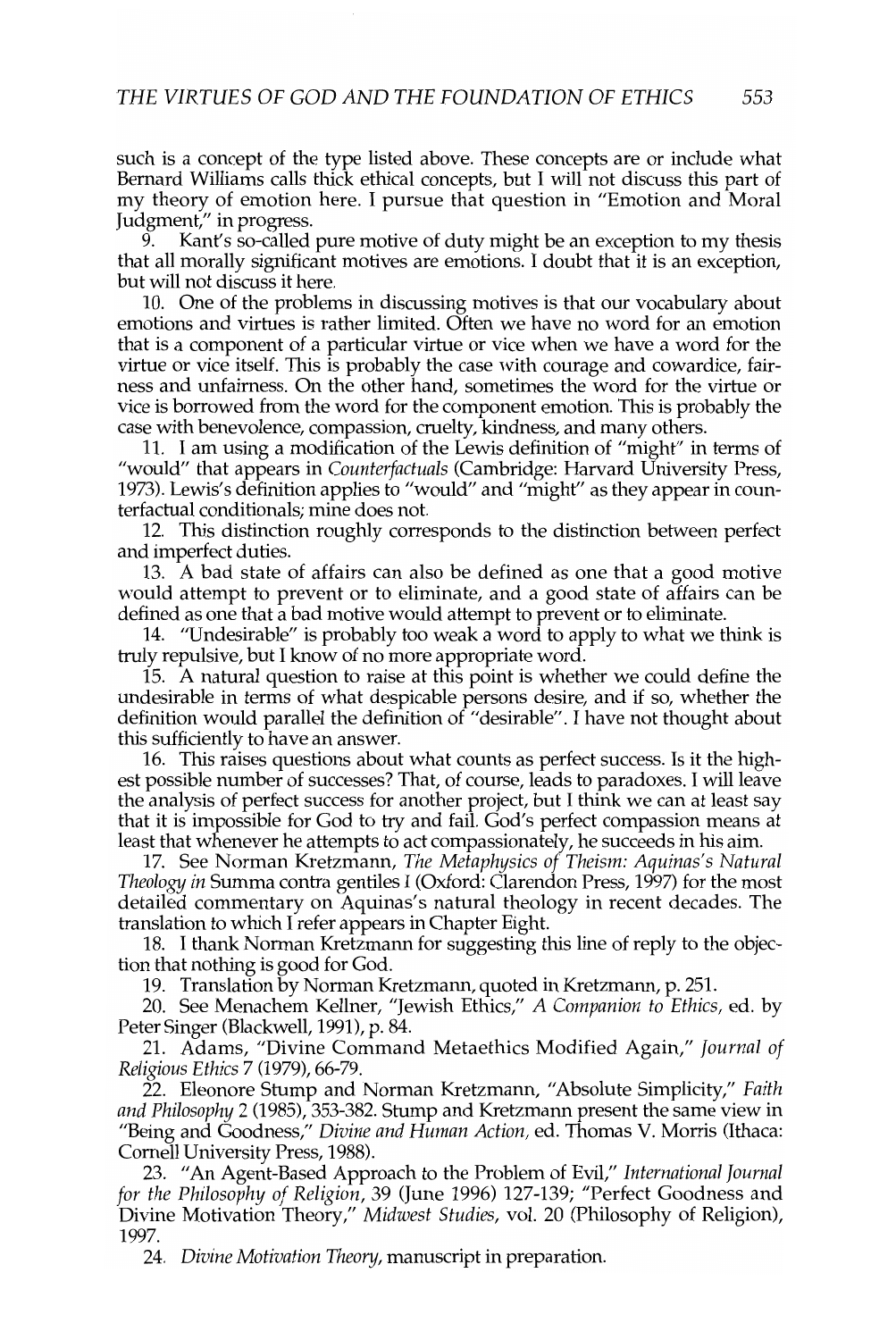such is a concept of the type listed above. These concepts are or include what Bernard Williams calls thick ethical concepts, but I will not discuss this part of my theory of emotion here. I pursue that question in "Emotion and Moral Judgment," in progress.

9. Kant's so-called pure motive of duty might be an exception to my thesis that all morally significant motives are emotions. I doubt that it is an exception, but will not discuss it here.

10. One of the problems in discussing motives is that our vocabulary about emotions and virtues is rather limited. Often we have no word for an emotion that is a component of a particular virtue or vice when we have a word for the virtue or vice itself. This is probably the case with courage and cowardice, fairness and unfairness. On the other hand, sometimes the word for the virtue or vice is borrowed from the word for the component emotion. This is probably the case with benevolence, compassion, cruelty, kindness, and many others.

11. I am using a modification of the Lewis definition of "might" in terms of "would" that appears in *Counterfactuals* (Cambridge: Harvard University Press, 1973). Lewis's definition applies to "would" and "might" as they appear in counterfactual conditionals; mine does not.

12. This distinction roughly corresponds to the distinction between perfect and imperfect duties.

13. A bad state of affairs can also be defined as one that a good motive would attempt to prevent or to eliminate, and a good state of affairs can be defined as one that a bad motive would attempt to prevent or to eliminate.

14. "Undesirable" is probably too weak a word to apply to what we think is truly repulsive, but I know of no more appropriate word.

15. A natural question to raise at this point is whether we could define the undesirable in terms of what despicable persons desire, and if so, whether the definition would parallel the definition of "desirable". I have not thought about this sufficiently to have an answer.

16. This raises questions about what counts as perfect success. Is it the highest possible number of successes? That, of course, leads to paradoxes. I will leave the analysis of perfect success for another project, but I think we can at least say that it is impossible for God to try and fail. God's perfect compassion means at least that whenever he attempts to act compassionately, he succeeds in his aim.

17. See Norman Kretzmann, *The Metaphysics of Theism: Aquinas's Natural Theology in* Summa contra gentiles I (Oxford: Clarendon Press, 1997) for the most detailed commentary on Aquinas's natural theology in recent decades. The translation to which I refer appears in Chapter Eight.

18. I thank Norman Kretzmann for suggesting this line of reply to the objection that nothing is good for God.

19. Translation by Norman Kretzmann, quoted in Kretzmann, p. 251.

20. See Menachem Kellner, "Jewish Ethics," *A Companion to Ethics*, ed. by Peter Singer (Blackwell, 1991), p. 84.

21. Adams, "Divine Command Metaethics Modified Again," *Journal of Religious Ethics* 7 (1979), 66-79.

22. Eleonore Stump and Norman Kretzmann, "Absolute Simplicity," *Faith and Philosophy* 2 (1985), 353-382. Stump and Kretzmann present the same view in "Being and Goodness," *Divine and Human Action*, ed. Thomas V. Morris (Ithaca: Cornell University Press, 1988).

23. "An Agent-Based Approach to the Problem of Evil," *International Journal for the Philosophy of Religion*, 39 (June 1996) 127-139; "Perfect Goodness and Divine Motivation Theory," *Midwest Studies*, vol. 20 (Philosophy of Religion), 1997.

24. *Divine Motivation Theory*, manuscript in preparation.